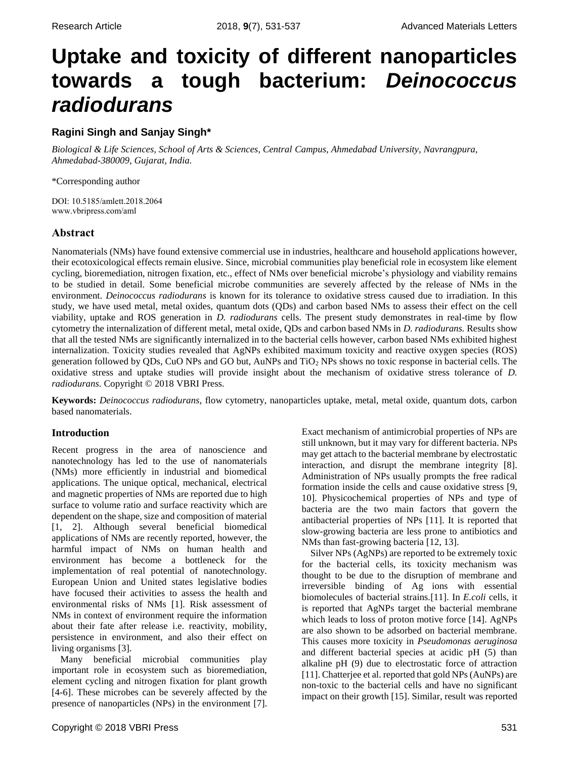# Uptake and toxicity of different nanoparticles towards a tough bacterium: *Deinococcus radiodurans*

**Ragini Singh and Sanjay Singh***

*Biological & Life Sciences, School of Arts & Sciences, Central Campus, Ahmedabad University, Navrangpura, Ahmedabad-380009, Gujarat, India.*

*Corresponding author

DOI: 10.5185/amlett.2018.2064
www.vbripress.com/aml

## Abstract

Nanomaterials (NMs) have found extensive commercial use in industries, healthcare and household applications however, their ecotoxicological effects remain elusive. Since, microbial communities play beneficial role in ecosystem like element cycling, bioremediation, nitrogen fixation, etc., effect of NMs over beneficial microbe's physiology and viability remains to be studied in detail. Some beneficial microbe communities are severely affected by the release of NMs in the environment. *Deinococcus radiodurans* is known for its tolerance to oxidative stress caused due to irradiation. In this study, we have used metal, metal oxides, quantum dots (QDs) and carbon based NMs to assess their effect on the cell viability, uptake and ROS generation in *D. radiodurans* cells. The present study demonstrates in real-time by flow cytometry the internalization of different metal, metal oxide, QDs and carbon based NMs in *D. radiodurans.* Results show that all the tested NMs are significantly internalized in to the bacterial cells however, carbon based NMs exhibited highest internalization. Toxicity studies revealed that AgNPs exhibited maximum toxicity and reactive oxygen species (ROS) generation followed by QDs, CuO NPs and GO but, AuNPs and $TiO_2$ NPs shows no toxic response in bacterial cells. The oxidative stress and uptake studies will provide insight about the mechanism of oxidative stress tolerance of *D. radiodurans.* Copyright © 2018 VBRI Press.

**Keywords:** *Deinococcus radiodurans*, flow cytometry, nanoparticles uptake, metal, metal oxide, quantum dots, carbon based nanomaterials.

## Introduction

Recent progress in the area of nanoscience and nanotechnology has led to the use of nanomaterials (NMs) more efficiently in industrial and biomedical applications. The unique optical, mechanical, electrical and magnetic properties of NMs are reported due to high surface to volume ratio and surface reactivity which are dependent on the shape, size and composition of material [1, 2]. Although several beneficial biomedical applications of NMs are recently reported, however, the harmful impact of NMs on human health and environment has become a bottleneck for the implementation of real potential of nanotechnology. European Union and United states legislative bodies have focused their activities to assess the health and environmental risks of NMs [1]. Risk assessment of NMs in context of environment require the information about their fate after release i.e. reactivity, mobility, persistence in environment, and also their effect on living organisms [3].

Many beneficial microbial communities play important role in ecosystem such as bioremediation, element cycling and nitrogen fixation for plant growth [4-6]. These microbes can be severely affected by the presence of nanoparticles (NPs) in the environment [7]. Exact mechanism of antimicrobial properties of NPs are still unknown, but it may vary for different bacteria. NPs may get attach to the bacterial membrane by electrostatic interaction, and disrupt the membrane integrity [8]. Administration of NPs usually prompts the free radical formation inside the cells and cause oxidative stress [9, 10]. Physicochemical properties of NPs and type of bacteria are the two main factors that govern the antibacterial properties of NPs [11]. It is reported that slow-growing bacteria are less prone to antibiotics and NMs than fast-growing bacteria [12, 13].

Silver NPs (AgNPs) are reported to be extremely toxic for the bacterial cells, its toxicity mechanism was thought to be due to the disruption of membrane and irreversible binding of Ag ions with essential biomolecules of bacterial strains.[11]. In *E.coli* cells, it is reported that AgNPs target the bacterial membrane which leads to loss of proton motive force [14]. AgNPs are also shown to be adsorbed on bacterial membrane. This causes more toxicity in *Pseudomonas aeruginosa* and different bacterial species at acidic pH (5) than alkaline pH (9) due to electrostatic force of attraction [11]. Chatterjee et al. reported that gold NPs (AuNPs) are non-toxic to the bacterial cells and have no significant impact on their growth [15]. Similar, result was reported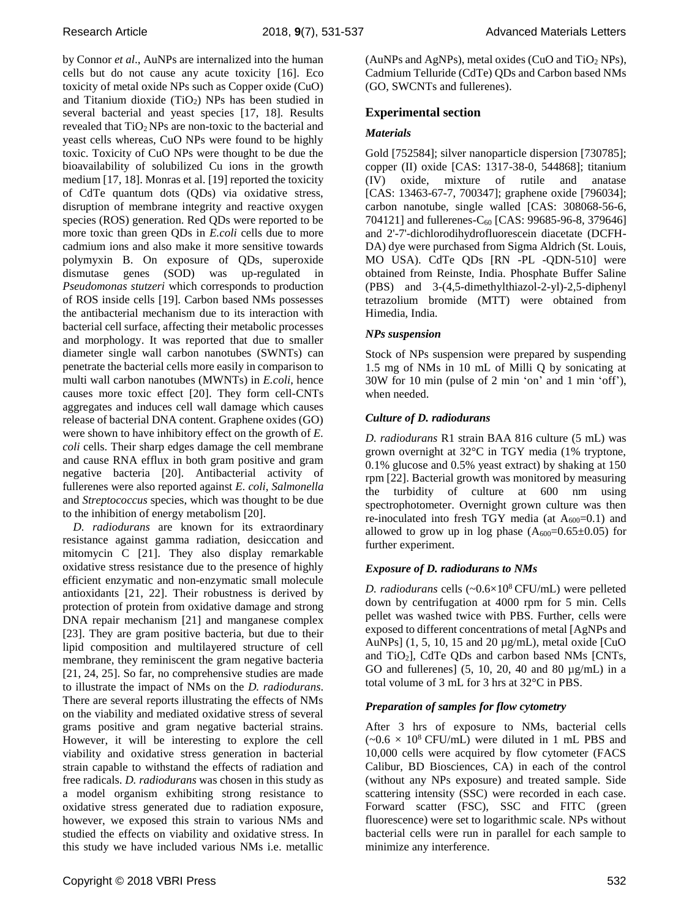by Connor *et al*., AuNPs are internalized into the human cells but do not cause any acute toxicity [16]. Eco toxicity of metal oxide NPs such as Copper oxide (CuO) and Titanium dioxide ($TiO_2$) NPs has been studied in several bacterial and yeast species [17, 18]. Results revealed that $TiO_2$ NPs are non-toxic to the bacterial and yeast cells whereas, CuO NPs were found to be highly toxic. Toxicity of CuO NPs were thought to be due the bioavailability of solubilized Cu ions in the growth medium [17, 18]. Monras et al. [19] reported the toxicity of CdTe quantum dots (QDs) via oxidative stress, disruption of membrane integrity and reactive oxygen species (ROS) generation. Red QDs were reported to be more toxic than green QDs in *E.coli* cells due to more cadmium ions and also make it more sensitive towards polymyxin B. On exposure of QDs, superoxide dismutase genes (SOD) was up-regulated in *Pseudomonas stutzeri* which corresponds to production of ROS inside cells [19]. Carbon based NMs possesses the antibacterial mechanism due to its interaction with bacterial cell surface, affecting their metabolic processes and morphology. It was reported that due to smaller diameter single wall carbon nanotubes (SWNTs) can penetrate the bacterial cells more easily in comparison to multi wall carbon nanotubes (MWNTs) in *E.coli*, hence causes more toxic effect [20]. They form cell-CNTs aggregates and induces cell wall damage which causes release of bacterial DNA content. Graphene oxides (GO) were shown to have inhibitory effect on the growth of *E. coli* cells. Their sharp edges damage the cell membrane and cause RNA efflux in both gram positive and gram negative bacteria [20]. Antibacterial activity of fullerenes were also reported against *E. coli*, *Salmonella* and *Streptococcus* species, which was thought to be due to the inhibition of energy metabolism [20].

*D. radiodurans* are known for its extraordinary resistance against gamma radiation, desiccation and mitomycin C [21]. They also display remarkable oxidative stress resistance due to the presence of highly efficient enzymatic and non-enzymatic small molecule antioxidants [21, 22]. Their robustness is derived by protection of protein from oxidative damage and strong DNA repair mechanism [21] and manganese complex [23]. They are gram positive bacteria, but due to their lipid composition and multilayered structure of cell membrane, they reminiscent the gram negative bacteria [21, 24, 25]. So far, no comprehensive studies are made to illustrate the impact of NMs on the *D. radiodurans*. There are several reports illustrating the effects of NMs on the viability and mediated oxidative stress of several grams positive and gram negative bacterial strains. However, it will be interesting to explore the cell viability and oxidative stress generation in bacterial strain capable to withstand the effects of radiation and free radicals. *D. radiodurans* was chosen in this study as a model organism exhibiting strong resistance to oxidative stress generated due to radiation exposure, however, we exposed this strain to various NMs and studied the effects on viability and oxidative stress. In this study we have included various NMs i.e. metallic (AuNPs and AgNPs), metal oxides (CuO and $TiO_2$ NPs), Cadmium Telluride (CdTe) QDs and Carbon based NMs (GO, SWCNTs and fullerenes).

## Experimental section

### *Materials*

Gold [752584]; silver nanoparticle dispersion [730785]; copper (II) oxide [CAS: 1317-38-0, 544868]; titanium (IV) oxide, mixture of rutile and anatase [CAS: 13463-67-7, 700347]; graphene oxide [796034]; carbon nanotube, single walled [CAS: 308068-56-6, 704121] and fullerenes-$C_{60}$ [CAS: 99685-96-8, 379646] and 2'-7'-dichlorodihydrofluorescein diacetate (DCFH-DA) dye were purchased from Sigma Aldrich (St. Louis, MO USA). CdTe QDs [RN -PL -QDN-510] were obtained from Reinste, India. Phosphate Buffer Saline (PBS) and 3-(4,5-dimethylthiazol-2-yl)-2,5-diphenyl tetrazolium bromide (MTT) were obtained from Himedia, India.

### *NPs suspension*

Stock of NPs suspension were prepared by suspending 1.5 mg of NMs in 10 mL of Milli Q by sonicating at 30W for 10 min (pulse of 2 min 'on' and 1 min 'off'), when needed.

### *Culture of D. radiodurans*

*D. radiodurans* R1 strain BAA 816 culture (5 mL) was grown overnight at 32°C in TGY media (1% tryptone, 0.1% glucose and 0.5% yeast extract) by shaking at 150 rpm [22]. Bacterial growth was monitored by measuring the turbidity of culture at 600 nm using spectrophotometer. Overnight grown culture was then re-inoculated into fresh TGY media (at $A_{600}$=0.1) and allowed to grow up in log phase ($A_{600}$=0.65±0.05) for further experiment.

### *Exposure of D. radiodurans to NMs*

*D. radiodurans* cells (~$0.6\times10^8$ CFU/mL) were pelleted down by centrifugation at 4000 rpm for 5 min. Cells pellet was washed twice with PBS. Further, cells were exposed to different concentrations of metal [AgNPs and AuNPs] (1, 5, 10, 15 and 20 µg/mL), metal oxide [CuO and $TiO_2$], CdTe QDs and carbon based NMs [CNTs, GO and fullerenes] (5, 10, 20, 40 and 80 µg/mL) in a total volume of 3 mL for 3 hrs at 32°C in PBS.

### *Preparation of samples for flow cytometry*

After 3 hrs of exposure to NMs, bacterial cells (~$0.6 \times 10^8$ CFU/mL) were diluted in 1 mL PBS and 10,000 cells were acquired by flow cytometer (FACS Calibur, BD Biosciences, CA) in each of the control (without any NPs exposure) and treated sample. Side scattering intensity (SSC) were recorded in each case. Forward scatter (FSC), SSC and FITC (green fluorescence) were set to logarithmic scale. NPs without bacterial cells were run in parallel for each sample to minimize any interference.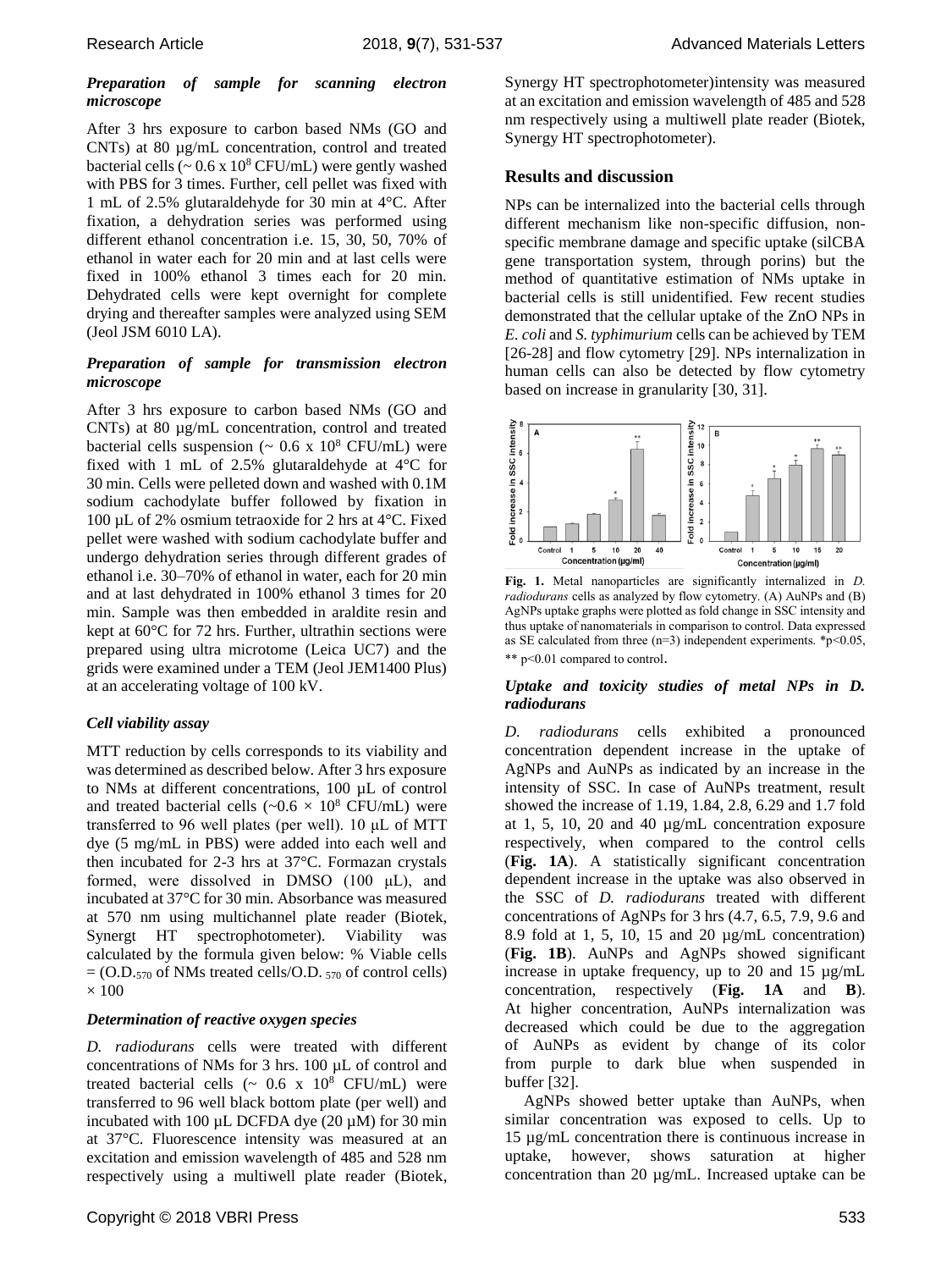### *Preparation of sample for scanning electron microscope*

After 3 hrs exposure to carbon based NMs (GO and CNTs) at 80 µg/mL concentration, control and treated bacterial cells (~ 0.6 x $10^8$ CFU/mL) were gently washed with PBS for 3 times. Further, cell pellet was fixed with 1 mL of 2.5% glutaraldehyde for 30 min at 4°C. After fixation, a dehydration series was performed using different ethanol concentration i.e. 15, 30, 50, 70% of ethanol in water each for 20 min and at last cells were fixed in 100% ethanol 3 times each for 20 min. Dehydrated cells were kept overnight for complete drying and thereafter samples were analyzed using SEM (Jeol JSM 6010 LA).

### *Preparation of sample for transmission electron microscope*

After 3 hrs exposure to carbon based NMs (GO and CNTs) at 80 µg/mL concentration, control and treated bacterial cells suspension (~ 0.6 x $10^8$ CFU/mL) were fixed with 1 mL of 2.5% glutaraldehyde at 4°C for 30 min. Cells were pelleted down and washed with 0.1M sodium cachodylate buffer followed by fixation in 100 µL of 2% osmium tetraoxide for 2 hrs at 4°C. Fixed pellet were washed with sodium cachodylate buffer and undergo dehydration series through different grades of ethanol i.e. 30–70% of ethanol in water, each for 20 min and at last dehydrated in 100% ethanol 3 times for 20 min. Sample was then embedded in araldite resin and kept at 60°C for 72 hrs. Further, ultrathin sections were prepared using ultra microtome (Leica UC7) and the grids were examined under a TEM (Jeol JEM1400 Plus) at an accelerating voltage of 100 kV.

### *Cell viability assay*

MTT reduction by cells corresponds to its viability and was determined as described below. After 3 hrs exposure to NMs at different concentrations, 100 µL of control and treated bacterial cells (~0.6 × $10^8$ CFU/mL) were transferred to 96 well plates (per well). 10 µL of MTT dye (5 mg/mL in PBS) were added into each well and then incubated for 2-3 hrs at 37°C. Formazan crystals formed, were dissolved in DMSO (100 µL), and incubated at 37°C for 30 min. Absorbance was measured at 570 nm using multichannel plate reader (Biotek, Synergt HT spectrophotometer). Viability was calculated by the formula given below: % Viable cells = ($O.D._{570}$ of NMs treated cells/$O.D._{570}$ of control cells) × 100

### *Determination of reactive oxygen species*

*D. radiodurans* cells were treated with different concentrations of NMs for 3 hrs. 100 µL of control and treated bacterial cells (~ 0.6 x $10^8$ CFU/mL) were transferred to 96 well black bottom plate (per well) and incubated with 100 µL DCFDA dye (20 µM) for 30 min at 37°C. Fluorescence intensity was measured at an excitation and emission wavelength of 485 and 528 nm respectively using a multiwell plate reader (Biotek, Synergy HT spectrophotometer)intensity was measured at an excitation and emission wavelength of 485 and 528 nm respectively using a multiwell plate reader (Biotek, Synergy HT spectrophotometer).

## Results and discussion

NPs can be internalized into the bacterial cells through different mechanism like non-specific diffusion, non-specific membrane damage and specific uptake (silCBA gene transportation system, through porins) but the method of quantitative estimation of NMs uptake in bacterial cells is still unidentified. Few recent studies demonstrated that the cellular uptake of the ZnO NPs in *E. coli* and *S. typhimurium* cells can be achieved by TEM [26-28] and flow cytometry [29]. NPs internalization in human cells can also be detected by flow cytometry based on increase in granularity [30, 31].

**Fig. 1.** Metal nanoparticles are significantly internalized in *D. radiodurans* cells as analyzed by flow cytometry. (A) AuNPs and (B) AgNPs uptake graphs were plotted as fold change in SSC intensity and thus uptake of nanomaterials in comparison to control. Data expressed as SE calculated from three (n=3) independent experiments. *$p<0.05$, ** $p<0.01$ compared to control.

### *Uptake and toxicity studies of metal NPs in D. radiodurans*

*D. radiodurans* cells exhibited a pronounced concentration dependent increase in the uptake of AgNPs and AuNPs as indicated by an increase in the intensity of SSC. In case of AuNPs treatment, result showed the increase of 1.19, 1.84, 2.8, 6.29 and 1.7 fold at 1, 5, 10, 20 and 40 µg/mL concentration exposure respectively, when compared to the control cells (**Fig. 1A**). A statistically significant concentration dependent increase in the uptake was also observed in the SSC of *D. radiodurans* treated with different concentrations of AgNPs for 3 hrs (4.7, 6.5, 7.9, 9.6 and 8.9 fold at 1, 5, 10, 15 and 20 µg/mL concentration) (**Fig. 1B**). AuNPs and AgNPs showed significant increase in uptake frequency, up to 20 and 15 µg/mL concentration, respectively (**Fig. 1A** and **B**). At higher concentration, AuNPs internalization was decreased which could be due to the aggregation of AuNPs as evident by change of its color from purple to dark blue when suspended in buffer [32].

AgNPs showed better uptake than AuNPs, when similar concentration was exposed to cells. Up to 15 µg/mL concentration there is continuous increase in uptake, however, shows saturation at higher concentration than 20 µg/mL. Increased uptake can be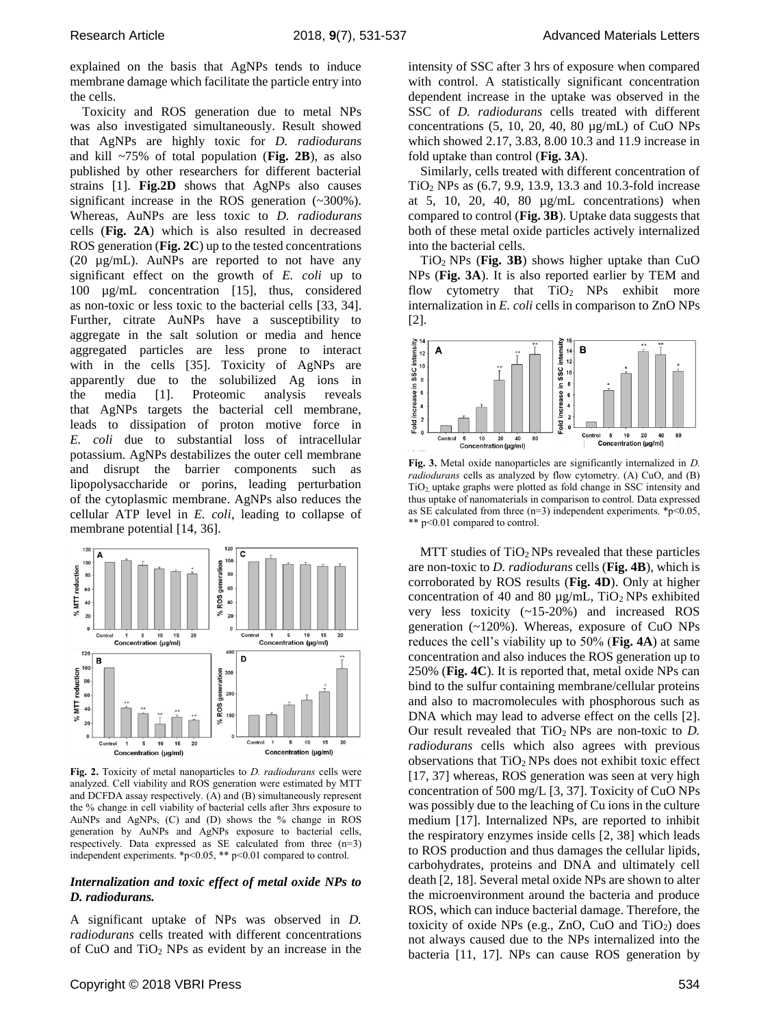explained on the basis that AgNPs tends to induce membrane damage which facilitate the particle entry into the cells.

Toxicity and ROS generation due to metal NPs was also investigated simultaneously. Result showed that AgNPs are highly toxic for *D. radiodurans* and kill ~75% of total population (**Fig. 2B**), as also published by other researchers for different bacterial strains [1]. **Fig.2D** shows that AgNPs also causes significant increase in the ROS generation (~300%). Whereas, AuNPs are less toxic to *D. radiodurans* cells (**Fig. 2A**) which is also resulted in decreased ROS generation (**Fig. 2C**) up to the tested concentrations (20 µg/mL). AuNPs are reported to not have any significant effect on the growth of *E. coli* up to 100 µg/mL concentration [15], thus, considered as non-toxic or less toxic to the bacterial cells [33, 34]. Further, citrate AuNPs have a susceptibility to aggregate in the salt solution or media and hence aggregated particles are less prone to interact with in the cells [35]. Toxicity of AgNPs are apparently due to the solubilized Ag ions in the media [1]. Proteomic analysis reveals that AgNPs targets the bacterial cell membrane, leads to dissipation of proton motive force in *E. coli* due to substantial loss of intracellular potassium. AgNPs destabilizes the outer cell membrane and disrupt the barrier components such as lipopolysaccharide or porins, leading perturbation of the cytoplasmic membrane. AgNPs also reduces the cellular ATP level in *E. coli*, leading to collapse of membrane potential [14, 36].

**Fig. 2.** Toxicity of metal nanoparticles to *D. radiodurans* cells were analyzed. Cell viability and ROS generation were estimated by MTT and DCFDA assay respectively. (A) and (B) simultaneously represent the % change in cell viability of bacterial cells after 3hrs exposure to AuNPs and AgNPs, (C) and (D) shows the % change in ROS generation by AuNPs and AgNPs exposure to bacterial cells, respectively. Data expressed as SE calculated from three (n=3) independent experiments. *p<0.05, ** p<0.01 compared to control.

### *Internalization and toxic effect of metal oxide NPs to D. radiodurans.*

A significant uptake of NPs was observed in *D. radiodurans* cells treated with different concentrations of CuO and $TiO_2$ NPs as evident by an increase in the intensity of SSC after 3 hrs of exposure when compared with control. A statistically significant concentration dependent increase in the uptake was observed in the SSC of *D. radiodurans* cells treated with different concentrations (5, 10, 20, 40, 80 µg/mL) of CuO NPs which showed 2.17, 3.83, 8.00 10.3 and 11.9 increase in fold uptake than control (**Fig. 3A**).

Similarly, cells treated with different concentration of $TiO_2$ NPs as (6.7, 9.9, 13.9, 13.3 and 10.3-fold increase at 5, 10, 20, 40, 80 µg/mL concentrations) when compared to control (**Fig. 3B**). Uptake data suggests that both of these metal oxide particles actively internalized into the bacterial cells.

$TiO_2$ NPs (**Fig. 3B**) shows higher uptake than CuO NPs (**Fig. 3A**). It is also reported earlier by TEM and flow cytometry that $TiO_2$ NPs exhibit more internalization in *E. coli* cells in comparison to ZnO NPs [2].

**Fig. 3.** Metal oxide nanoparticles are significantly internalized in *D. radiodurans* cells as analyzed by flow cytometry. (A) CuO, and (B) $TiO_2$ uptake graphs were plotted as fold change in SSC intensity and thus uptake of nanomaterials in comparison to control. Data expressed as SE calculated from three (n=3) independent experiments. *p<0.05, ** p<0.01 compared to control.

MTT studies of $TiO_2$ NPs revealed that these particles are non-toxic to *D. radiodurans* cells (**Fig. 4B**), which is corroborated by ROS results (**Fig. 4D**). Only at higher concentration of 40 and 80 µg/mL, $TiO_2$ NPs exhibited very less toxicity (~15-20%) and increased ROS generation (~120%). Whereas, exposure of CuO NPs reduces the cell's viability up to 50% (**Fig. 4A**) at same concentration and also induces the ROS generation up to 250% (**Fig. 4C**). It is reported that, metal oxide NPs can bind to the sulfur containing membrane/cellular proteins and also to macromolecules with phosphorous such as DNA which may lead to adverse effect on the cells [2]. Our result revealed that $TiO_2$ NPs are non-toxic to *D. radiodurans* cells which also agrees with previous observations that $TiO_2$ NPs does not exhibit toxic effect [17, 37] whereas, ROS generation was seen at very high concentration of 500 mg/L [3, 37]. Toxicity of CuO NPs was possibly due to the leaching of Cu ions in the culture medium [17]. Internalized NPs, are reported to inhibit the respiratory enzymes inside cells [2, 38] which leads to ROS production and thus damages the cellular lipids, carbohydrates, proteins and DNA and ultimately cell death [2, 18]. Several metal oxide NPs are shown to alter the microenvironment around the bacteria and produce ROS, which can induce bacterial damage. Therefore, the toxicity of oxide NPs (e.g., ZnO, CuO and $TiO_2$) does not always caused due to the NPs internalized into the bacteria [11, 17]. NPs can cause ROS generation by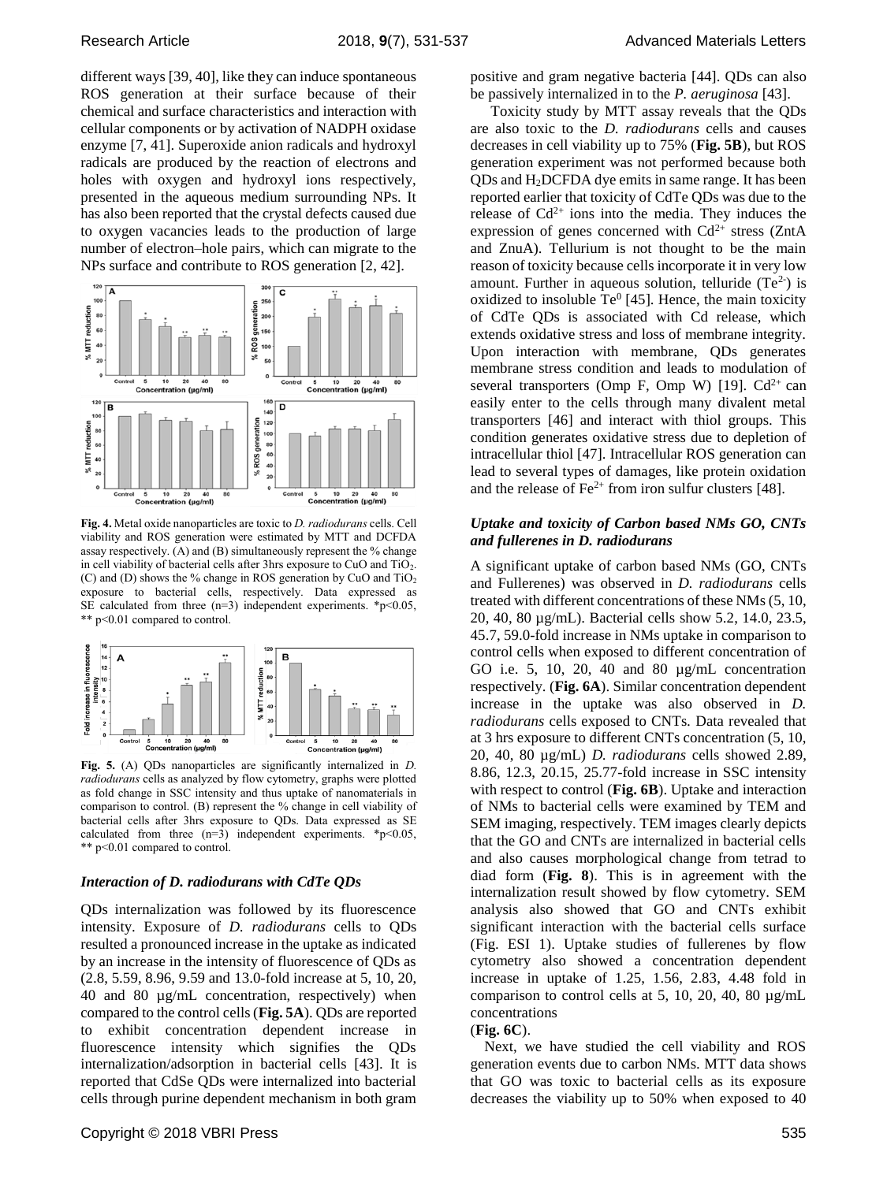different ways [39, 40], like they can induce spontaneous ROS generation at their surface because of their chemical and surface characteristics and interaction with cellular components or by activation of NADPH oxidase enzyme [7, 41]. Superoxide anion radicals and hydroxyl radicals are produced by the reaction of electrons and holes with oxygen and hydroxyl ions respectively, presented in the aqueous medium surrounding NPs. It has also been reported that the crystal defects caused due to oxygen vacancies leads to the production of large number of electron–hole pairs, which can migrate to the NPs surface and contribute to ROS generation [2, 42].

**Fig. 4.** Metal oxide nanoparticles are toxic to *D. radiodurans* cells. Cell viability and ROS generation were estimated by MTT and DCFDA assay respectively. (A) and (B) simultaneously represent the % change in cell viability of bacterial cells after 3hrs exposure to CuO and $TiO_2$. (C) and (D) shows the % change in ROS generation by CuO and $TiO_2$ exposure to bacterial cells, respectively. Data expressed as SE calculated from three (n=3) independent experiments. *p<0.05, ** p<0.01 compared to control.

**Fig. 5.** (A) QDs nanoparticles are significantly internalized in *D. radiodurans* cells as analyzed by flow cytometry, graphs were plotted as fold change in SSC intensity and thus uptake of nanomaterials in comparison to control. (B) represent the % change in cell viability of bacterial cells after 3hrs exposure to QDs. Data expressed as SE calculated from three (n=3) independent experiments. *p<0.05, ** p<0.01 compared to control.

### *Interaction of D. radiodurans with CdTe QDs*

QDs internalization was followed by its fluorescence intensity. Exposure of *D. radiodurans* cells to QDs resulted a pronounced increase in the uptake as indicated by an increase in the intensity of fluorescence of QDs as (2.8, 5.59, 8.96, 9.59 and 13.0-fold increase at 5, 10, 20, 40 and 80 µg/mL concentration, respectively) when compared to the control cells (**Fig. 5A**). QDs are reported to exhibit concentration dependent increase in fluorescence intensity which signifies the QDs internalization/adsorption in bacterial cells [43]. It is reported that CdSe QDs were internalized into bacterial cells through purine dependent mechanism in both gram positive and gram negative bacteria [44]. QDs can also be passively internalized in to the *P. aeruginosa* [43].

Toxicity study by MTT assay reveals that the QDs are also toxic to the *D. radiodurans* cells and causes decreases in cell viability up to 75% (**Fig. 5B**), but ROS generation experiment was not performed because both QDs and $H_2$DCFDA dye emits in same range. It has been reported earlier that toxicity of CdTe QDs was due to the release of $Cd^{2+}$ ions into the media. They induces the expression of genes concerned with $Cd^{2+}$ stress (ZntA and ZnuA). Tellurium is not thought to be the main reason of toxicity because cells incorporate it in very low amount. Further in aqueous solution, telluride ($Te^{2-}$) is oxidized to insoluble $Te^0$ [45]. Hence, the main toxicity of CdTe QDs is associated with Cd release, which extends oxidative stress and loss of membrane integrity. Upon interaction with membrane, QDs generates membrane stress condition and leads to modulation of several transporters (Omp F, Omp W) [19]. $Cd^{2+}$ can easily enter to the cells through many divalent metal transporters [46] and interact with thiol groups. This condition generates oxidative stress due to depletion of intracellular thiol [47]. Intracellular ROS generation can lead to several types of damages, like protein oxidation and the release of $Fe^{2+}$ from iron sulfur clusters [48].

### *Uptake and toxicity of Carbon based NMs GO, CNTs and fullerenes in D. radiodurans*

A significant uptake of carbon based NMs (GO, CNTs and Fullerenes) was observed in *D. radiodurans* cells treated with different concentrations of these NMs (5, 10, 20, 40, 80 µg/mL). Bacterial cells show 5.2, 14.0, 23.5, 45.7, 59.0-fold increase in NMs uptake in comparison to control cells when exposed to different concentration of GO i.e. 5, 10, 20, 40 and 80 µg/mL concentration respectively. (**Fig. 6A**). Similar concentration dependent increase in the uptake was also observed in *D. radiodurans* cells exposed to CNTs. Data revealed that at 3 hrs exposure to different CNTs concentration (5, 10, 20, 40, 80 µg/mL) *D. radiodurans* cells showed 2.89, 8.86, 12.3, 20.15, 25.77-fold increase in SSC intensity with respect to control (**Fig. 6B**). Uptake and interaction of NMs to bacterial cells were examined by TEM and SEM imaging, respectively. TEM images clearly depicts that the GO and CNTs are internalized in bacterial cells and also causes morphological change from tetrad to diad form (**Fig. 8**). This is in agreement with the internalization result showed by flow cytometry. SEM analysis also showed that GO and CNTs exhibit significant interaction with the bacterial cells surface (Fig. ESI 1). Uptake studies of fullerenes by flow cytometry also showed a concentration dependent increase in uptake of 1.25, 1.56, 2.83, 4.48 fold in comparison to control cells at 5, 10, 20, 40, 80 µg/mL concentrations (**Fig. 6C**).

Next, we have studied the cell viability and ROS generation events due to carbon NMs. MTT data shows that GO was toxic to bacterial cells as its exposure decreases the viability up to 50% when exposed to 40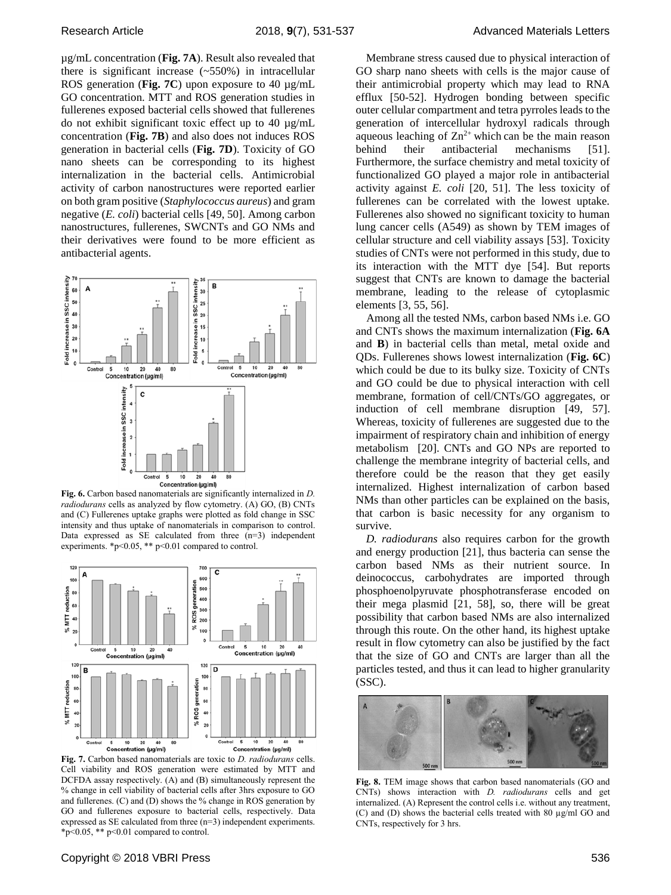µg/mL concentration (**Fig. 7A**). Result also revealed that there is significant increase (~550%) in intracellular ROS generation (**Fig. 7C**) upon exposure to 40 µg/mL GO concentration. MTT and ROS generation studies in fullerenes exposed bacterial cells showed that fullerenes do not exhibit significant toxic effect up to 40 µg/mL concentration (**Fig. 7B**) and also does not induces ROS generation in bacterial cells (**Fig. 7D**). Toxicity of GO nano sheets can be corresponding to its highest internalization in the bacterial cells. Antimicrobial activity of carbon nanostructures were reported earlier on both gram positive (*Staphylococcus aureus*) and gram negative (*E. coli*) bacterial cells [49, 50]. Among carbon nanostructures, fullerenes, SWCNTs and GO NMs and their derivatives were found to be more efficient as antibacterial agents.

**Fig. 6.** Carbon based nanomaterials are significantly internalized in *D. radiodurans* cells as analyzed by flow cytometry. (A) GO, (B) CNTs and (C) Fullerenes uptake graphs were plotted as fold change in SSC intensity and thus uptake of nanomaterials in comparison to control. Data expressed as SE calculated from three (n=3) independent experiments. *p<0.05, ** p<0.01 compared to control.

**Fig. 7.** Carbon based nanomaterials are toxic to *D. radiodurans* cells. Cell viability and ROS generation were estimated by MTT and DCFDA assay respectively. (A) and (B) simultaneously represent the % change in cell viability of bacterial cells after 3hrs exposure to GO and fullerenes. (C) and (D) shows the % change in ROS generation by GO and fullerenes exposure to bacterial cells, respectively. Data expressed as SE calculated from three (n=3) independent experiments. *p<0.05, ** p<0.01 compared to control.

Membrane stress caused due to physical interaction of GO sharp nano sheets with cells is the major cause of their antimicrobial property which may lead to RNA efflux [50-52]. Hydrogen bonding between specific outer cellular compartment and tetra pyrroles leads to the generation of intercellular hydroxyl radicals through aqueous leaching of $Zn^{2+}$ which can be the main reason behind their antibacterial mechanisms [51]. Furthermore, the surface chemistry and metal toxicity of functionalized GO played a major role in antibacterial activity against *E. coli* [20, 51]. The less toxicity of fullerenes can be correlated with the lowest uptake. Fullerenes also showed no significant toxicity to human lung cancer cells (A549) as shown by TEM images of cellular structure and cell viability assays [53]. Toxicity studies of CNTs were not performed in this study, due to its interaction with the MTT dye [54]. But reports suggest that CNTs are known to damage the bacterial membrane, leading to the release of cytoplasmic elements [3, 55, 56].

Among all the tested NMs, carbon based NMs i.e. GO and CNTs shows the maximum internalization (**Fig. 6A** and **B**) in bacterial cells than metal, metal oxide and QDs. Fullerenes shows lowest internalization (**Fig. 6C**) which could be due to its bulky size. Toxicity of CNTs and GO could be due to physical interaction with cell membrane, formation of cell/CNTs/GO aggregates, or induction of cell membrane disruption [49, 57]. Whereas, toxicity of fullerenes are suggested due to the impairment of respiratory chain and inhibition of energy metabolism [20]. CNTs and GO NPs are reported to challenge the membrane integrity of bacterial cells, and therefore could be the reason that they get easily internalized. Highest internalization of carbon based NMs than other particles can be explained on the basis, that carbon is basic necessity for any organism to survive.

*D. radiodurans* also requires carbon for the growth and energy production [21], thus bacteria can sense the carbon based NMs as their nutrient source. In deinococcus, carbohydrates are imported through phosphoenolpyruvate phosphotransferase encoded on their mega plasmid [21, 58], so, there will be great possibility that carbon based NMs are also internalized through this route. On the other hand, its highest uptake result in flow cytometry can also be justified by the fact that the size of GO and CNTs are larger than all the particles tested, and thus it can lead to higher granularity (SSC).

**Fig. 8.** TEM image shows that carbon based nanomaterials (GO and CNTs) shows interaction with *D. radiodurans* cells and get internalized. (A) Represent the control cells i.e. without any treatment, (C) and (D) shows the bacterial cells treated with 80 µg/ml GO and CNTs, respectively for 3 hrs.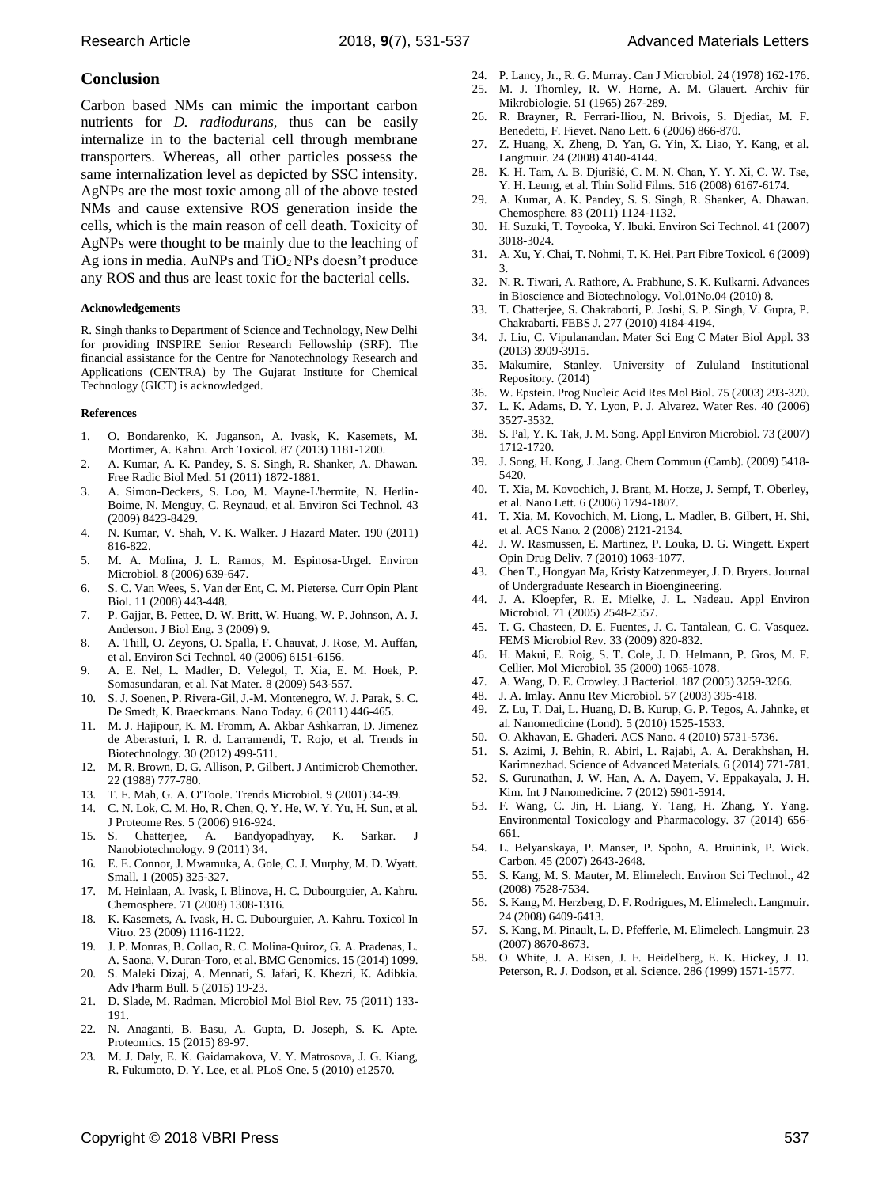## Conclusion

Carbon based NMs can mimic the important carbon nutrients for *D. radiodurans*, thus can be easily internalize in to the bacterial cell through membrane transporters. Whereas, all other particles possess the same internalization level as depicted by SSC intensity. AgNPs are the most toxic among all of the above tested NMs and cause extensive ROS generation inside the cells, which is the main reason of cell death. Toxicity of AgNPs were thought to be mainly due to the leaching of Ag ions in media. AuNPs and $TiO_2$ NPs doesn't produce any ROS and thus are least toxic for the bacterial cells.

#### Acknowledgements

R. Singh thanks to Department of Science and Technology, New Delhi for providing INSPIRE Senior Research Fellowship (SRF). The financial assistance for the Centre for Nanotechnology Research and Applications (CENTRA) by The Gujarat Institute for Chemical Technology (GICT) is acknowledged.

#### References

1. O. Bondarenko, K. Juganson, A. Ivask, K. Kasemets, M. Mortimer, A. Kahru. Arch Toxicol. 87 (2013) 1181-1200.
2. A. Kumar, A. K. Pandey, S. S. Singh, R. Shanker, A. Dhawan. Free Radic Biol Med. 51 (2011) 1872-1881.
3. A. Simon-Deckers, S. Loo, M. Mayne-L'hermite, N. Herlin-Boime, N. Menguy, C. Reynaud, et al. Environ Sci Technol. 43 (2009) 8423-8429.
4. N. Kumar, V. Shah, V. K. Walker. J Hazard Mater. 190 (2011) 816-822.
5. M. A. Molina, J. L. Ramos, M. Espinosa-Urgel. Environ Microbiol. 8 (2006) 639-647.
6. S. C. Van Wees, S. Van der Ent, C. M. Pieterse. Curr Opin Plant Biol. 11 (2008) 443-448.
7. P. Gajjar, B. Pettee, D. W. Britt, W. Huang, W. P. Johnson, A. J. Anderson. J Biol Eng. 3 (2009) 9.
8. A. Thill, O. Zeyons, O. Spalla, F. Chauvat, J. Rose, M. Auffan, et al. Environ Sci Technol. 40 (2006) 6151-6156.
9. A. E. Nel, L. Madler, D. Velegol, T. Xia, E. M. Hoek, P. Somasundaran, et al. Nat Mater. 8 (2009) 543-557.
10. S. J. Soenen, P. Rivera-Gil, J.-M. Montenegro, W. J. Parak, S. C. De Smedt, K. Braeckmans. Nano Today. 6 (2011) 446-465.
11. M. J. Hajipour, K. M. Fromm, A. Akbar Ashkarran, D. Jimenez de Aberasturi, I. R. d. Larramendi, T. Rojo, et al. Trends in Biotechnology. 30 (2012) 499-511.
12. M. R. Brown, D. G. Allison, P. Gilbert. J Antimicrob Chemother. 22 (1988) 777-780.
13. T. F. Mah, G. A. O'Toole. Trends Microbiol. 9 (2001) 34-39.
14. C. N. Lok, C. M. Ho, R. Chen, Q. Y. He, W. Y. Yu, H. Sun, et al. J Proteome Res. 5 (2006) 916-924.
15. S. Chatterjee, A. Bandyopadhyay, K. Sarkar. J Nanobiotechnology. 9 (2011) 34.
16. E. E. Connor, J. Mwamuka, A. Gole, C. J. Murphy, M. D. Wyatt. Small. 1 (2005) 325-327.
17. M. Heinlaan, A. Ivask, I. Blinova, H. C. Dubourguier, A. Kahru. Chemosphere. 71 (2008) 1308-1316.
18. K. Kasemets, A. Ivask, H. C. Dubourguier, A. Kahru. Toxicol In Vitro. 23 (2009) 1116-1122.
19. J. P. Monras, B. Collao, R. C. Molina-Quiroz, G. A. Pradenas, L. A. Saona, V. Duran-Toro, et al. BMC Genomics. 15 (2014) 1099.
20. S. Maleki Dizaj, A. Mennati, S. Jafari, K. Khezri, K. Adibkia. Adv Pharm Bull. 5 (2015) 19-23.
21. D. Slade, M. Radman. Microbiol Mol Biol Rev. 75 (2011) 133-191.
22. N. Anaganti, B. Basu, A. Gupta, D. Joseph, S. K. Apte. Proteomics. 15 (2015) 89-97.
23. M. J. Daly, E. K. Gaidamakova, V. Y. Matrosova, J. G. Kiang, R. Fukumoto, D. Y. Lee, et al. PLoS One. 5 (2010) e12570.
24. P. Lancy, Jr., R. G. Murray. Can J Microbiol. 24 (1978) 162-176.
25. M. J. Thornley, R. W. Horne, A. M. Glauert. Archiv für Mikrobiologie. 51 (1965) 267-289.
26. R. Brayner, R. Ferrari-Iliou, N. Brivois, S. Djediat, M. F. Benedetti, F. Fievet. Nano Lett. 6 (2006) 866-870.
27. Z. Huang, X. Zheng, D. Yan, G. Yin, X. Liao, Y. Kang, et al. Langmuir. 24 (2008) 4140-4144.
28. K. H. Tam, A. B. Djurišić, C. M. N. Chan, Y. Y. Xi, C. W. Tse, Y. H. Leung, et al. Thin Solid Films. 516 (2008) 6167-6174.
29. A. Kumar, A. K. Pandey, S. S. Singh, R. Shanker, A. Dhawan. Chemosphere. 83 (2011) 1124-1132.
30. H. Suzuki, T. Toyooka, Y. Ibuki. Environ Sci Technol. 41 (2007) 3018-3024.
31. A. Xu, Y. Chai, T. Nohmi, T. K. Hei. Part Fibre Toxicol. 6 (2009) 3.
32. N. R. Tiwari, A. Rathore, A. Prabhune, S. K. Kulkarni. Advances in Bioscience and Biotechnology. Vol.01No.04 (2010) 8.
33. T. Chatterjee, S. Chakraborti, P. Joshi, S. P. Singh, V. Gupta, P. Chakrabarti. FEBS J. 277 (2010) 4184-4194.
34. J. Liu, C. Vipulanandan. Mater Sci Eng C Mater Biol Appl. 33 (2013) 3909-3915.
35. Makumire, Stanley. University of Zululand Institutional Repository. (2014)
36. W. Epstein. Prog Nucleic Acid Res Mol Biol. 75 (2003) 293-320.
37. L. K. Adams, D. Y. Lyon, P. J. Alvarez. Water Res. 40 (2006) 3527-3532.
38. S. Pal, Y. K. Tak, J. M. Song. Appl Environ Microbiol. 73 (2007) 1712-1720.
39. J. Song, H. Kong, J. Jang. Chem Commun (Camb). (2009) 5418-5420.
40. T. Xia, M. Kovochich, J. Brant, M. Hotze, J. Sempf, T. Oberley, et al. Nano Lett. 6 (2006) 1794-1807.
41. T. Xia, M. Kovochich, M. Liong, L. Madler, B. Gilbert, H. Shi, et al. ACS Nano. 2 (2008) 2121-2134.
42. J. W. Rasmussen, E. Martinez, P. Louka, D. G. Wingett. Expert Opin Drug Deliv. 7 (2010) 1063-1077.
43. Chen T., Hongyan Ma, Kristy Katzenmeyer, J. D. Bryers. Journal of Undergraduate Research in Bioengineering.
44. J. A. Kloepfer, R. E. Mielke, J. L. Nadeau. Appl Environ Microbiol. 71 (2005) 2548-2557.
45. T. G. Chasteen, D. E. Fuentes, J. C. Tantalean, C. C. Vasquez. FEMS Microbiol Rev. 33 (2009) 820-832.
46. H. Makui, E. Roig, S. T. Cole, J. D. Helmann, P. Gros, M. F. Cellier. Mol Microbiol. 35 (2000) 1065-1078.
47. A. Wang, D. E. Crowley. J Bacteriol. 187 (2005) 3259-3266.
48. J. A. Imlay. Annu Rev Microbiol. 57 (2003) 395-418.
49. Z. Lu, T. Dai, L. Huang, D. B. Kurup, G. P. Tegos, A. Jahnke, et al. Nanomedicine (Lond). 5 (2010) 1525-1533.
50. O. Akhavan, E. Ghaderi. ACS Nano. 4 (2010) 5731-5736.
51. S. Azimi, J. Behin, R. Abiri, L. Rajabi, A. A. Derakhshan, H. Karimnezhad. Science of Advanced Materials. 6 (2014) 771-781.
52. S. Gurunathan, J. W. Han, A. A. Dayem, V. Eppakayala, J. H. Kim. Int J Nanomedicine. 7 (2012) 5901-5914.
53. F. Wang, C. Jin, H. Liang, Y. Tang, H. Zhang, Y. Yang. Environmental Toxicology and Pharmacology. 37 (2014) 656-661.
54. L. Belyanskaya, P. Manser, P. Spohn, A. Bruinink, P. Wick. Carbon. 45 (2007) 2643-2648.
55. S. Kang, M. S. Mauter, M. Elimelech. Environ Sci Technol., 42 (2008) 7528-7534.
56. S. Kang, M. Herzberg, D. F. Rodrigues, M. Elimelech. Langmuir. 24 (2008) 6409-6413.
57. S. Kang, M. Pinault, L. D. Pfefferle, M. Elimelech. Langmuir. 23 (2007) 8670-8673.
58. O. White, J. A. Eisen, J. F. Heidelberg, E. K. Hickey, J. D. Peterson, R. J. Dodson, et al. Science. 286 (1999) 1571-1577.